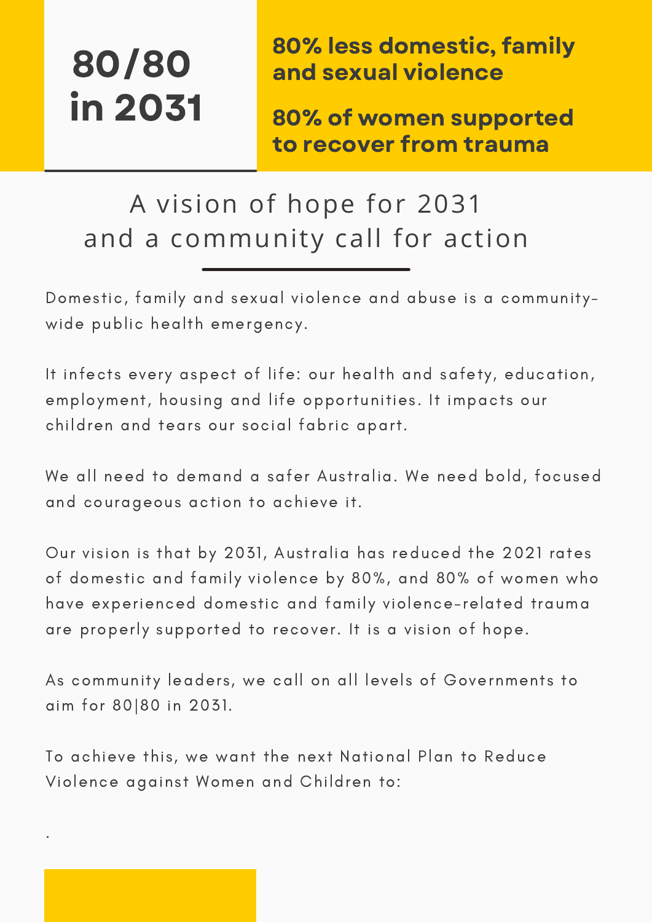# 80/80 in 2031

**80% less domestic, family and sexual violence**

**80% of women supported to recover from trauma**

## A vision of hope for 2031 and a community call for action

Domestic, family and sexual violence and abuse is a community-wide public health emergency.

It infects every aspect of life: our health and safety, education, employment, housing and life opportunities. It impacts our children and tears our social fabric apart.

We all need to demand a safer Australia. We need bold, focused and courageous action to achieve it.

Our vision is that by 2031, Australia has reduced the 2021 rates of domestic and family violence by 80%, and 80% of women who have experienced domestic and family violence-related trauma are properly supported to recover. It is a vision of hope.

As community leaders, we call on all levels of Governments to aim for 80|80 in 2031.

To achieve this, we want the next National Plan to Reduce Violence against Women and Children to:

.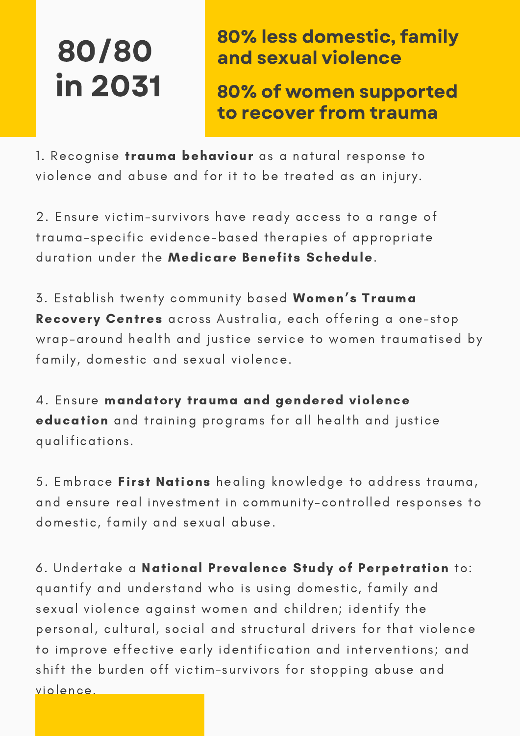# 80/80 in 2031

## 80% less domestic, family and sexual violence

## 80% of women supported to recover from trauma

1. Recognise **trauma behaviour** as a natural response to violence and abuse and for it to be treated as an injury.

2. Ensure victim-survivors have ready access to a range of trauma-specific evidence-based therapies of appropriate duration under the **Medicare Benefits Schedule**.

3. Establish twenty community based **Women's Trauma Recovery Centres** across Australia, each offering a one-stop wrap-around health and justice service to women traumatised by family, domestic and sexual violence.

4. Ensure **mandatory trauma and gendered violence education** and training programs for all health and justice qualifications.

5. Embrace **First Nations** healing knowledge to address trauma, and ensure real investment in community-controlled responses to domestic, family and sexual abuse.

6. Undertake a **National Prevalence Study of Perpetration** to: quantify and understand who is using domestic, family and sexual violence against women and children; identify the personal, cultural, social and structural drivers for that violence to improve effective early identification and interventions; and shift the burden off victim-survivors for stopping abuse and violence.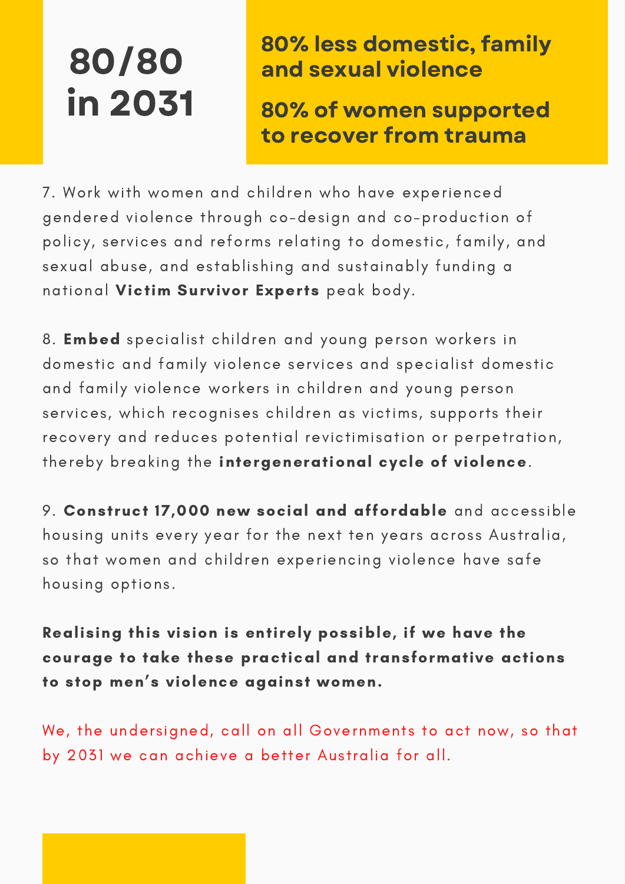**80/80 in 2031**

**80% less domestic, family and sexual violence**

**80% of women supported to recover from trauma**

7. Work with women and children who have experienced gendered violence through co-design and co-production of policy, services and reforms relating to domestic, family, and sexual abuse, and establishing and sustainably funding a national **Victim Survivor Experts** peak body.

8. **Embed** specialist children and young person workers in domestic and family violence services and specialist domestic and family violence workers in children and young person services, which recognises children as victims, supports their recovery and reduces potential revictimisation or perpetration, thereby breaking the **intergenerational cycle of violence**.

9. **Construct 17,000 new social and affordable** and accessible housing units every year for the next ten years across Australia, so that women and children experiencing violence have safe housing options.

**Realising this vision is entirely possible, if we have the courage to take these practical and transformative actions to stop men's violence against women.**

We, the undersigned, call on all Governments to act now, so that by 2031 we can achieve a better Australia for all.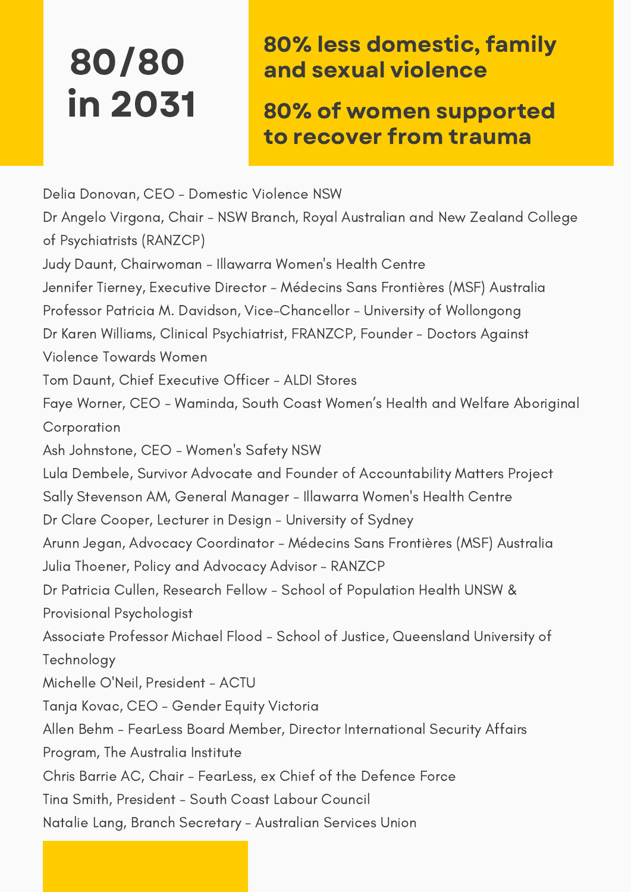# 80/80 in 2031

## 80% less domestic, family and sexual violence

## 80% of women supported to recover from trauma

Delia Donovan, CEO - Domestic Violence NSW

Dr Angelo Virgona, Chair - NSW Branch, Royal Australian and New Zealand College of Psychiatrists (RANZCP)

Judy Daunt, Chairwoman - Illawarra Women's Health Centre

Jennifer Tierney, Executive Director - Médecins Sans Frontières (MSF) Australia

Professor Patricia M. Davidson, Vice-Chancellor - University of Wollongong

Dr Karen Williams, Clinical Psychiatrist, FRANZCP, Founder - Doctors Against Violence Towards Women

Tom Daunt, Chief Executive Officer - ALDI Stores

Faye Worner, CEO - Waminda, South Coast Women's Health and Welfare Aboriginal Corporation

Ash Johnstone, CEO - Women's Safety NSW

Lula Dembele, Survivor Advocate and Founder of Accountability Matters Project

Sally Stevenson AM, General Manager - Illawarra Women's Health Centre

Dr Clare Cooper, Lecturer in Design - University of Sydney

Arunn Jegan, Advocacy Coordinator - Médecins Sans Frontières (MSF) Australia

Julia Thoener, Policy and Advocacy Advisor - RANZCP

Dr Patricia Cullen, Research Fellow - School of Population Health UNSW & Provisional Psychologist

Associate Professor Michael Flood - School of Justice, Queensland University of Technology

Michelle O'Neil, President - ACTU

Tanja Kovac, CEO - Gender Equity Victoria

Allen Behm - FearLess Board Member, Director International Security Affairs Program, The Australia Institute

Chris Barrie AC, Chair - FearLess, ex Chief of the Defence Force

Tina Smith, President - South Coast Labour Council

Natalie Lang, Branch Secretary - Australian Services Union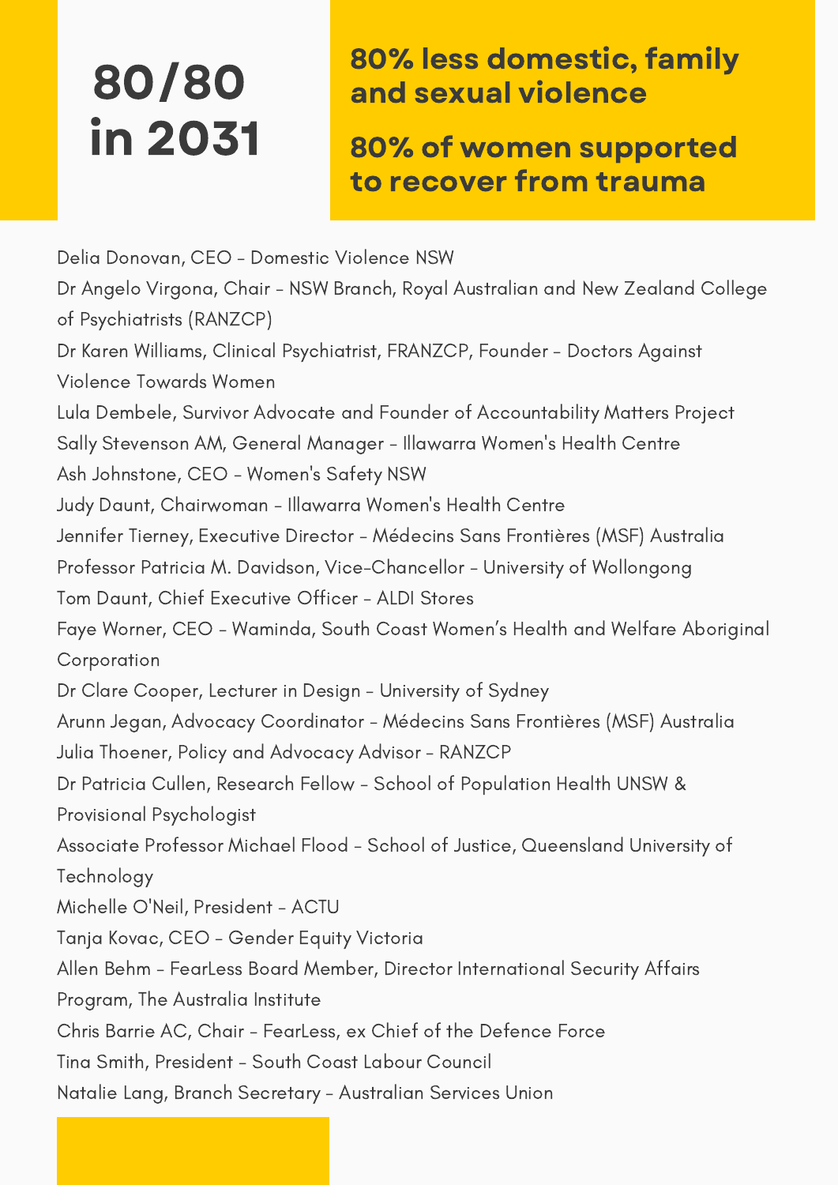# 80/80 in 2031

## 80% less domestic, family and sexual violence

## 80% of women supported to recover from trauma

Delia Donovan, CEO – Domestic Violence NSW

Dr Angelo Virgona, Chair – NSW Branch, Royal Australian and New Zealand College of Psychiatrists (RANZCP)

Dr Karen Williams, Clinical Psychiatrist, FRANZCP, Founder – Doctors Against Violence Towards Women

Lula Dembele, Survivor Advocate and Founder of Accountability Matters Project

Sally Stevenson AM, General Manager – Illawarra Women's Health Centre

Ash Johnstone, CEO – Women's Safety NSW

Judy Daunt, Chairwoman – Illawarra Women's Health Centre

Jennifer Tierney, Executive Director – Médecins Sans Frontières (MSF) Australia

Professor Patricia M. Davidson, Vice-Chancellor – University of Wollongong

Tom Daunt, Chief Executive Officer – ALDI Stores

Faye Worner, CEO – Waminda, South Coast Women's Health and Welfare Aboriginal Corporation

Dr Clare Cooper, Lecturer in Design – University of Sydney

Arunn Jegan, Advocacy Coordinator – Médecins Sans Frontières (MSF) Australia

Julia Thoener, Policy and Advocacy Advisor – RANZCP

Dr Patricia Cullen, Research Fellow – School of Population Health UNSW & Provisional Psychologist

Associate Professor Michael Flood – School of Justice, Queensland University of Technology

Michelle O'Neil, President – ACTU

Tanja Kovac, CEO – Gender Equity Victoria

Allen Behm – FearLess Board Member, Director International Security Affairs Program, The Australia Institute

Chris Barrie AC, Chair – FearLess, ex Chief of the Defence Force

Tina Smith, President – South Coast Labour Council

Natalie Lang, Branch Secretary – Australian Services Union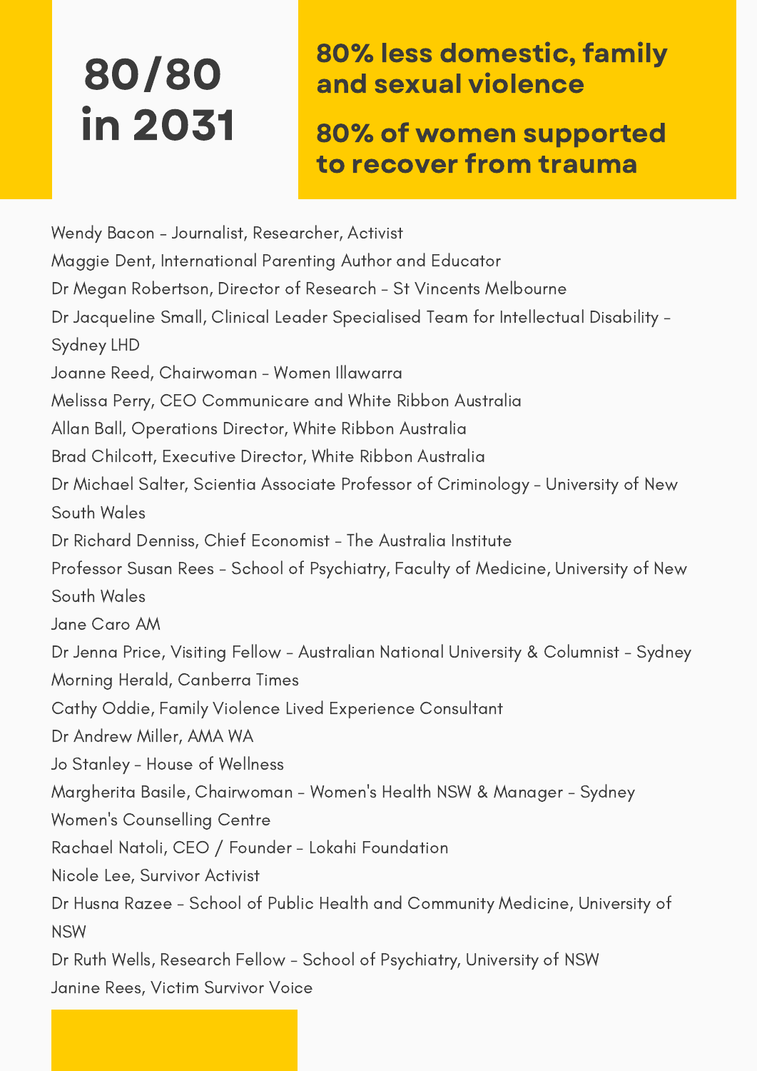# 80/80 in 2031

**80% less domestic, family and sexual violence**

**80% of women supported to recover from trauma**

Wendy Bacon – Journalist, Researcher, Activist
Maggie Dent, International Parenting Author and Educator
Dr Megan Robertson, Director of Research – St Vincents Melbourne
Dr Jacqueline Small, Clinical Leader Specialised Team for Intellectual Disability – Sydney LHD
Joanne Reed, Chairwoman – Women Illawarra
Melissa Perry, CEO Communicare and White Ribbon Australia
Allan Ball, Operations Director, White Ribbon Australia
Brad Chilcott, Executive Director, White Ribbon Australia
Dr Michael Salter, Scientia Associate Professor of Criminology – University of New South Wales
Dr Richard Denniss, Chief Economist – The Australia Institute
Professor Susan Rees – School of Psychiatry, Faculty of Medicine, University of New South Wales
Jane Caro AM
Dr Jenna Price, Visiting Fellow – Australian National University & Columnist – Sydney Morning Herald, Canberra Times
Cathy Oddie, Family Violence Lived Experience Consultant
Dr Andrew Miller, AMA WA
Jo Stanley – House of Wellness
Margherita Basile, Chairwoman – Women's Health NSW & Manager – Sydney Women's Counselling Centre
Rachael Natoli, CEO / Founder – Lokahi Foundation
Nicole Lee, Survivor Activist
Dr Husna Razee – School of Public Health and Community Medicine, University of NSW
Dr Ruth Wells, Research Fellow – School of Psychiatry, University of NSW
Janine Rees, Victim Survivor Voice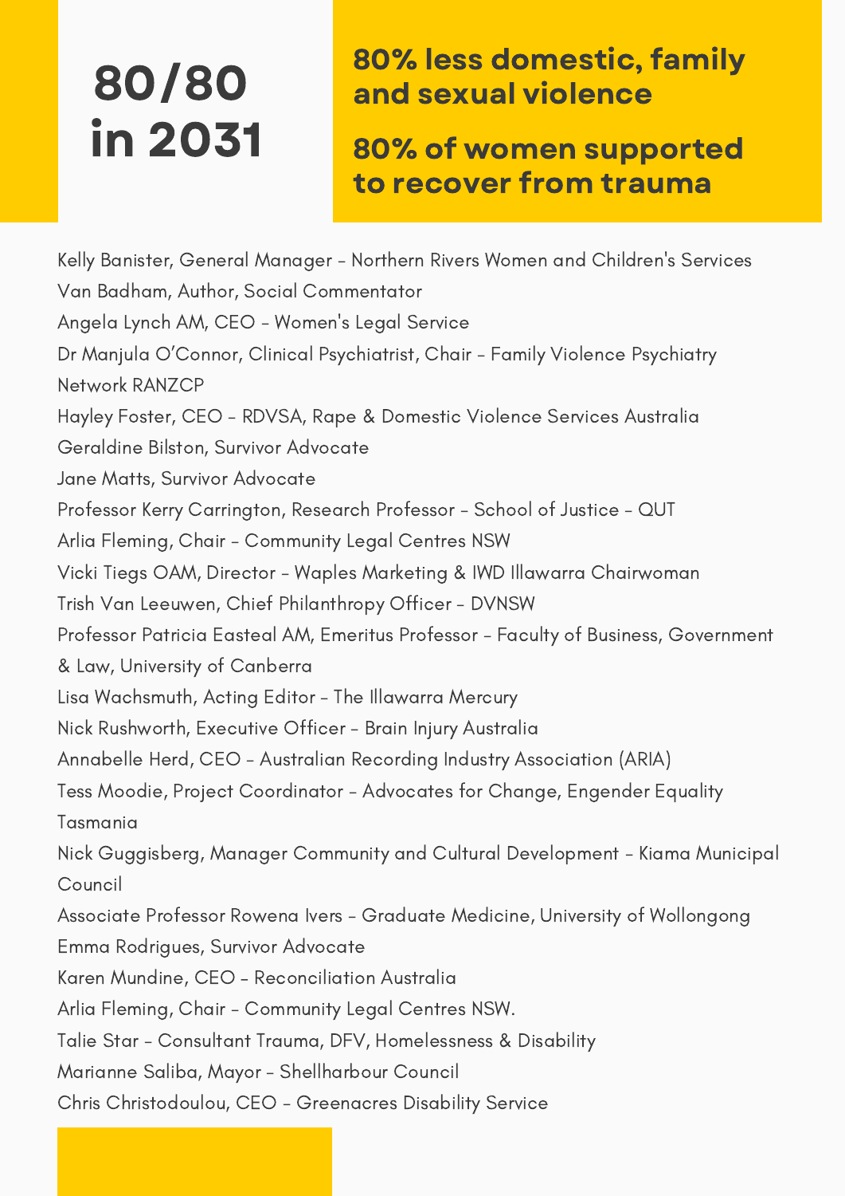# 80/80 in 2031

**80% less domestic, family and sexual violence**

**80% of women supported to recover from trauma**

Kelly Banister, General Manager – Northern Rivers Women and Children's Services
Van Badham, Author, Social Commentator
Angela Lynch AM, CEO – Women's Legal Service
Dr Manjula O'Connor, Clinical Psychiatrist, Chair – Family Violence Psychiatry Network RANZCP
Hayley Foster, CEO – RDVSA, Rape & Domestic Violence Services Australia
Geraldine Bilston, Survivor Advocate
Jane Matts, Survivor Advocate
Professor Kerry Carrington, Research Professor – School of Justice – QUT
Arlia Fleming, Chair – Community Legal Centres NSW
Vicki Tiegs OAM, Director – Waples Marketing & IWD Illawarra Chairwoman
Trish Van Leeuwen, Chief Philanthropy Officer – DVNSW
Professor Patricia Easteal AM, Emeritus Professor – Faculty of Business, Government & Law, University of Canberra
Lisa Wachsmuth, Acting Editor – The Illawarra Mercury
Nick Rushworth, Executive Officer – Brain Injury Australia
Annabelle Herd, CEO – Australian Recording Industry Association (ARIA)
Tess Moodie, Project Coordinator – Advocates for Change, Engender Equality Tasmania
Nick Guggisberg, Manager Community and Cultural Development – Kiama Municipal Council
Associate Professor Rowena Ivers – Graduate Medicine, University of Wollongong
Emma Rodrigues, Survivor Advocate
Karen Mundine, CEO – Reconciliation Australia
Arlia Fleming, Chair – Community Legal Centres NSW.
Talie Star – Consultant Trauma, DFV, Homelessness & Disability
Marianne Saliba, Mayor – Shellharbour Council
Chris Christodoulou, CEO – Greenacres Disability Service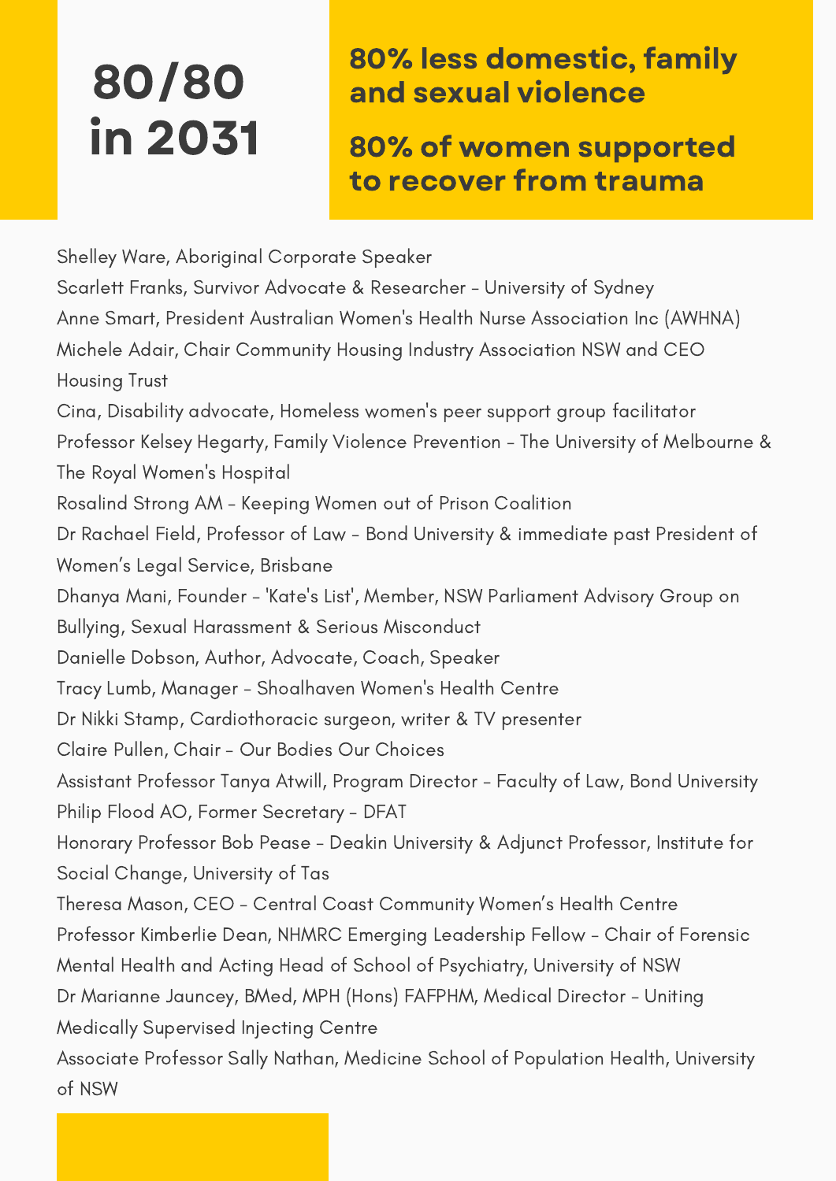# 80/80 in 2031

## 80% less domestic, family and sexual violence

## 80% of women supported to recover from trauma

Shelley Ware, Aboriginal Corporate Speaker
Scarlett Franks, Survivor Advocate & Researcher - University of Sydney
Anne Smart, President Australian Women's Health Nurse Association Inc (AWHNA)
Michele Adair, Chair Community Housing Industry Association NSW and CEO Housing Trust
Cina, Disability advocate, Homeless women's peer support group facilitator
Professor Kelsey Hegarty, Family Violence Prevention - The University of Melbourne & The Royal Women's Hospital
Rosalind Strong AM - Keeping Women out of Prison Coalition
Dr Rachael Field, Professor of Law - Bond University & immediate past President of Women's Legal Service, Brisbane
Dhanya Mani, Founder - 'Kate's List', Member, NSW Parliament Advisory Group on Bullying, Sexual Harassment & Serious Misconduct
Danielle Dobson, Author, Advocate, Coach, Speaker
Tracy Lumb, Manager - Shoalhaven Women's Health Centre
Dr Nikki Stamp, Cardiothoracic surgeon, writer & TV presenter
Claire Pullen, Chair - Our Bodies Our Choices
Assistant Professor Tanya Atwill, Program Director - Faculty of Law, Bond University
Philip Flood AO, Former Secretary - DFAT
Honorary Professor Bob Pease - Deakin University & Adjunct Professor, Institute for Social Change, University of Tas
Theresa Mason, CEO - Central Coast Community Women's Health Centre
Professor Kimberlie Dean, NHMRC Emerging Leadership Fellow - Chair of Forensic Mental Health and Acting Head of School of Psychiatry, University of NSW
Dr Marianne Jauncey, BMed, MPH (Hons) FAFPHM, Medical Director - Uniting Medically Supervised Injecting Centre
Associate Professor Sally Nathan, Medicine School of Population Health, University of NSW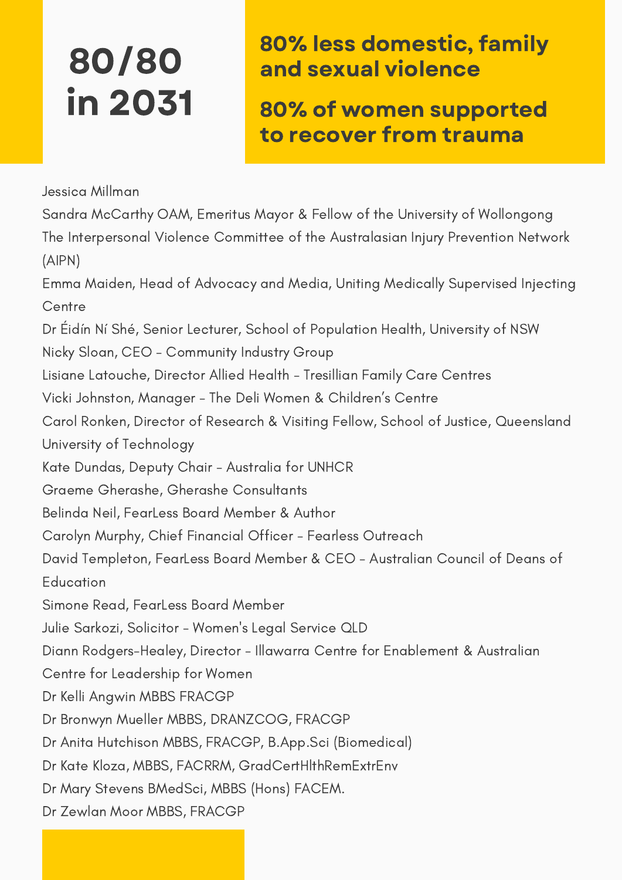# 80/80 in 2031

## 80% less domestic, family and sexual violence

## 80% of women supported to recover from trauma

Jessica Millman

Sandra McCarthy OAM, Emeritus Mayor & Fellow of the University of Wollongong

The Interpersonal Violence Committee of the Australasian Injury Prevention Network (AIPN)

Emma Maiden, Head of Advocacy and Media, Uniting Medically Supervised Injecting Centre

Dr Éidín Ní Shé, Senior Lecturer, School of Population Health, University of NSW

Nicky Sloan, CEO - Community Industry Group

Lisiane Latouche, Director Allied Health - Tresillian Family Care Centres

Vicki Johnston, Manager - The Deli Women & Children's Centre

Carol Ronken, Director of Research & Visiting Fellow, School of Justice, Queensland University of Technology

Kate Dundas, Deputy Chair - Australia for UNHCR

Graeme Gherashe, Gherashe Consultants

Belinda Neil, FearLess Board Member & Author

Carolyn Murphy, Chief Financial Officer - Fearless Outreach

David Templeton, FearLess Board Member & CEO - Australian Council of Deans of Education

Simone Read, FearLess Board Member

Julie Sarkozi, Solicitor - Women's Legal Service QLD

Diann Rodgers-Healey, Director - Illawarra Centre for Enablement & Australian Centre for Leadership for Women

Dr Kelli Angwin MBBS FRACGP

Dr Bronwyn Mueller MBBS, DRANZCOG, FRACGP

Dr Anita Hutchison MBBS, FRACGP, B.App.Sci (Biomedical)

Dr Kate Kloza, MBBS, FACRRM, GradCertHlthRemExtrEnv

Dr Mary Stevens BMedSci, MBBS (Hons) FACEM.

Dr Zewlan Moor MBBS, FRACGP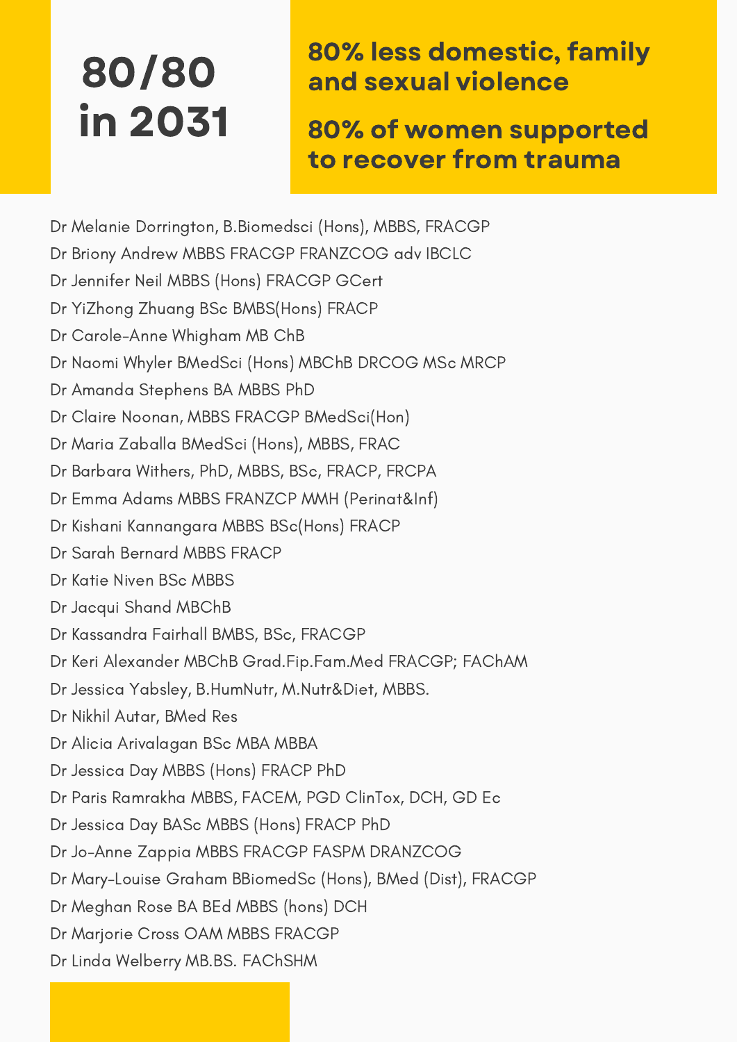# 80/80 in 2031

## 80% less domestic, family and sexual violence

## 80% of women supported to recover from trauma

Dr Melanie Dorrington, B.Biomedsci (Hons), MBBS, FRACGP
Dr Briony Andrew MBBS FRACGP FRANZCOG adv IBCLC
Dr Jennifer Neil MBBS (Hons) FRACGP GCert
Dr YiZhong Zhuang BSc BMBS(Hons) FRACP
Dr Carole-Anne Whigham MB ChB
Dr Naomi Whyler BMedSci (Hons) MBChB DRCOG MSc MRCP
Dr Amanda Stephens BA MBBS PhD
Dr Claire Noonan, MBBS FRACGP BMedSci(Hon)
Dr Maria Zaballa BMedSci (Hons), MBBS, FRAC
Dr Barbara Withers, PhD, MBBS, BSc, FRACP, FRCPA
Dr Emma Adams MBBS FRANZCP MMH (Perinat&Inf)
Dr Kishani Kannangara MBBS BSc(Hons) FRACP
Dr Sarah Bernard MBBS FRACP
Dr Katie Niven BSc MBBS
Dr Jacqui Shand MBChB
Dr Kassandra Fairhall BMBS, BSc, FRACGP
Dr Keri Alexander MBChB Grad.Fip.Fam.Med FRACGP; FAChAM
Dr Jessica Yabsley, B.HumNutr, M.Nutr&Diet, MBBS.
Dr Nikhil Autar, BMed Res
Dr Alicia Arivalagan BSc MBA MBBA
Dr Jessica Day MBBS (Hons) FRACP PhD
Dr Paris Ramrakha MBBS, FACEM, PGD ClinTox, DCH, GD Ec
Dr Jessica Day BASc MBBS (Hons) FRACP PhD
Dr Jo-Anne Zappia MBBS FRACGP FASPM DRANZCOG
Dr Mary-Louise Graham BBiomedSc (Hons), BMed (Dist), FRACGP
Dr Meghan Rose BA BEd MBBS (hons) DCH
Dr Marjorie Cross OAM MBBS FRACGP
Dr Linda Welberry MB.BS. FAChSHM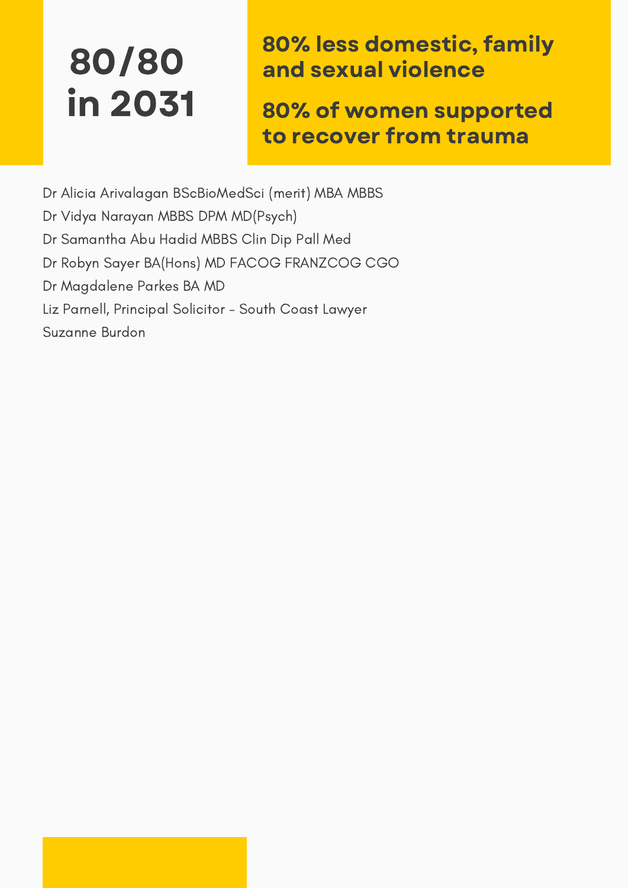# 80/80 in 2031

**80% less domestic, family and sexual violence**

**80% of women supported to recover from trauma**

Dr Alicia Arivalagan BScBioMedSci (merit) MBA MBBS

Dr Vidya Narayan MBBS DPM MD(Psych)

Dr Samantha Abu Hadid MBBS Clin Dip Pall Med

Dr Robyn Sayer BA(Hons) MD FACOG FRANZCOG CGO

Dr Magdalene Parkes BA MD

Liz Parnell, Principal Solicitor - South Coast Lawyer

Suzanne Burdon